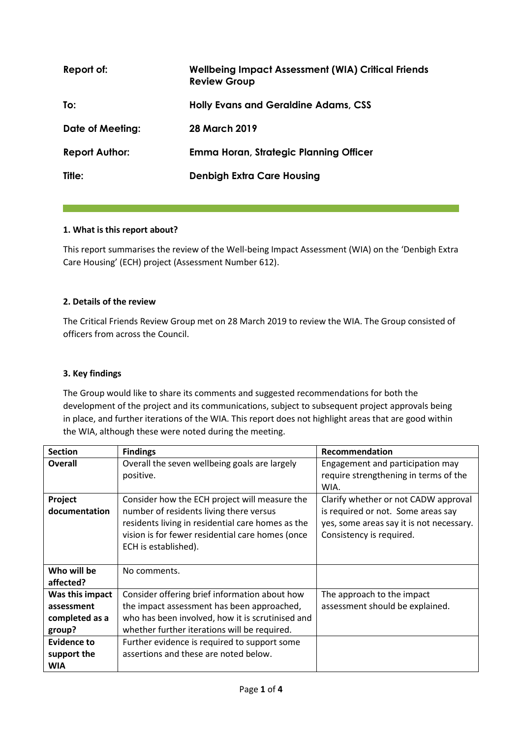| | |
|---|---|
| **Report of:** | **Wellbeing Impact Assessment (WIA) Critical Friends Review Group** |
| **To:** | **Holly Evans and Geraldine Adams, CSS** |
| **Date of Meeting:** | **28 March 2019** |
| **Report Author:** | **Emma Horan, Strategic Planning Officer** |
| **Title:** | **Denbigh Extra Care Housing** |

**1. What is this report about?**

This report summarises the review of the Well-being Impact Assessment (WIA) on the 'Denbigh Extra Care Housing' (ECH) project (Assessment Number 612).

**2. Details of the review**

The Critical Friends Review Group met on 28 March 2019 to review the WIA. The Group consisted of officers from across the Council.

**3. Key findings**

The Group would like to share its comments and suggested recommendations for both the development of the project and its communications, subject to subsequent project approvals being in place, and further iterations of the WIA. This report does not highlight areas that are good within the WIA, although these were noted during the meeting.

| Section | Findings | Recommendation |
|---|---|---|
| **Overall** | Overall the seven wellbeing goals are largely positive. | Engagement and participation may require strengthening in terms of the WIA. |
| **Project documentation** | Consider how the ECH project will measure the number of residents living there versus residents living in residential care homes as the vision is for fewer residential care homes (once ECH is established). | Clarify whether or not CADW approval is required or not. Some areas say yes, some areas say it is not necessary. Consistency is required. |
| **Who will be affected?** | No comments. | |
| **Was this impact assessment completed as a group?** | Consider offering brief information about how the impact assessment has been approached, who has been involved, how it is scrutinised and whether further iterations will be required. | The approach to the impact assessment should be explained. |
| **Evidence to support the WIA** | Further evidence is required to support some assertions and these are noted below. | |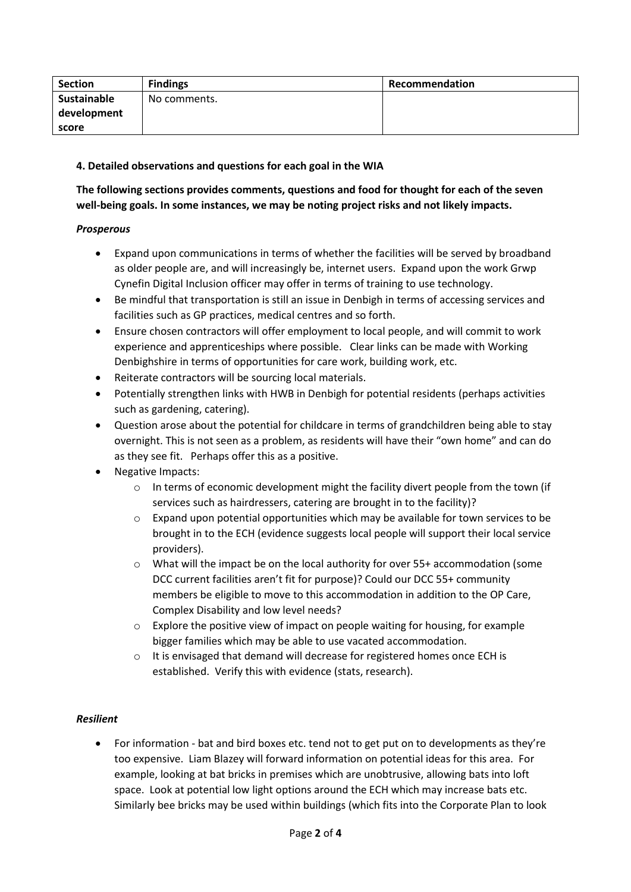| Section | Findings | Recommendation |
|---|---|---|
| **Sustainable development score** | No comments. | |

**4. Detailed observations and questions for each goal in the WIA**

**The following sections provides comments, questions and food for thought for each of the seven well-being goals. In some instances, we may be noting project risks and not likely impacts.**

***Prosperous***

- Expand upon communications in terms of whether the facilities will be served by broadband as older people are, and will increasingly be, internet users. Expand upon the work Grwp Cynefin Digital Inclusion officer may offer in terms of training to use technology.
- Be mindful that transportation is still an issue in Denbigh in terms of accessing services and facilities such as GP practices, medical centres and so forth.
- Ensure chosen contractors will offer employment to local people, and will commit to work experience and apprenticeships where possible. Clear links can be made with Working Denbighshire in terms of opportunities for care work, building work, etc.
- Reiterate contractors will be sourcing local materials.
- Potentially strengthen links with HWB in Denbigh for potential residents (perhaps activities such as gardening, catering).
- Question arose about the potential for childcare in terms of grandchildren being able to stay overnight. This is not seen as a problem, as residents will have their "own home" and can do as they see fit. Perhaps offer this as a positive.
- Negative Impacts:
  - In terms of economic development might the facility divert people from the town (if services such as hairdressers, catering are brought in to the facility)?
  - Expand upon potential opportunities which may be available for town services to be brought in to the ECH (evidence suggests local people will support their local service providers).
  - What will the impact be on the local authority for over 55+ accommodation (some DCC current facilities aren't fit for purpose)? Could our DCC 55+ community members be eligible to move to this accommodation in addition to the OP Care, Complex Disability and low level needs?
  - Explore the positive view of impact on people waiting for housing, for example bigger families which may be able to use vacated accommodation.
  - It is envisaged that demand will decrease for registered homes once ECH is established. Verify this with evidence (stats, research).

***Resilient***

- For information - bat and bird boxes etc. tend not to get put on to developments as they're too expensive. Liam Blazey will forward information on potential ideas for this area. For example, looking at bat bricks in premises which are unobtrusive, allowing bats into loft space. Look at potential low light options around the ECH which may increase bats etc. Similarly bee bricks may be used within buildings (which fits into the Corporate Plan to look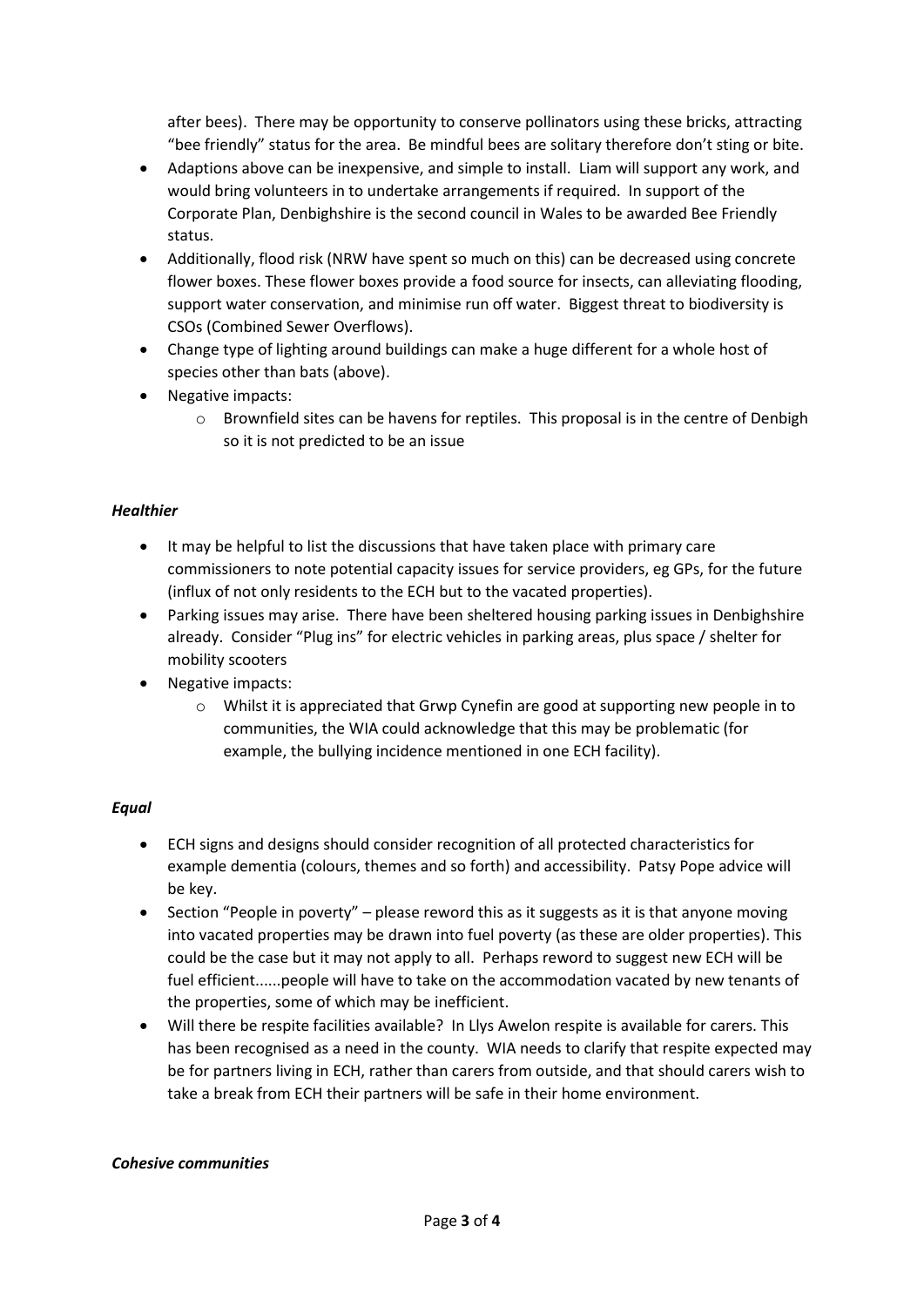after bees). There may be opportunity to conserve pollinators using these bricks, attracting "bee friendly" status for the area. Be mindful bees are solitary therefore don't sting or bite.

- Adaptions above can be inexpensive, and simple to install. Liam will support any work, and would bring volunteers in to undertake arrangements if required. In support of the Corporate Plan, Denbighshire is the second council in Wales to be awarded Bee Friendly status.
- Additionally, flood risk (NRW have spent so much on this) can be decreased using concrete flower boxes. These flower boxes provide a food source for insects, can alleviating flooding, support water conservation, and minimise run off water. Biggest threat to biodiversity is CSOs (Combined Sewer Overflows).
- Change type of lighting around buildings can make a huge different for a whole host of species other than bats (above).
- Negative impacts:
  - Brownfield sites can be havens for reptiles. This proposal is in the centre of Denbigh so it is not predicted to be an issue

***Healthier***

- It may be helpful to list the discussions that have taken place with primary care commissioners to note potential capacity issues for service providers, eg GPs, for the future (influx of not only residents to the ECH but to the vacated properties).
- Parking issues may arise. There have been sheltered housing parking issues in Denbighshire already. Consider "Plug ins" for electric vehicles in parking areas, plus space / shelter for mobility scooters
- Negative impacts:
  - Whilst it is appreciated that Grwp Cynefin are good at supporting new people in to communities, the WIA could acknowledge that this may be problematic (for example, the bullying incidence mentioned in one ECH facility).

***Equal***

- ECH signs and designs should consider recognition of all protected characteristics for example dementia (colours, themes and so forth) and accessibility. Patsy Pope advice will be key.
- Section "People in poverty" – please reword this as it suggests as it is that anyone moving into vacated properties may be drawn into fuel poverty (as these are older properties). This could be the case but it may not apply to all. Perhaps reword to suggest new ECH will be fuel efficient......people will have to take on the accommodation vacated by new tenants of the properties, some of which may be inefficient.
- Will there be respite facilities available? In Llys Awelon respite is available for carers. This has been recognised as a need in the county. WIA needs to clarify that respite expected may be for partners living in ECH, rather than carers from outside, and that should carers wish to take a break from ECH their partners will be safe in their home environment.

***Cohesive communities***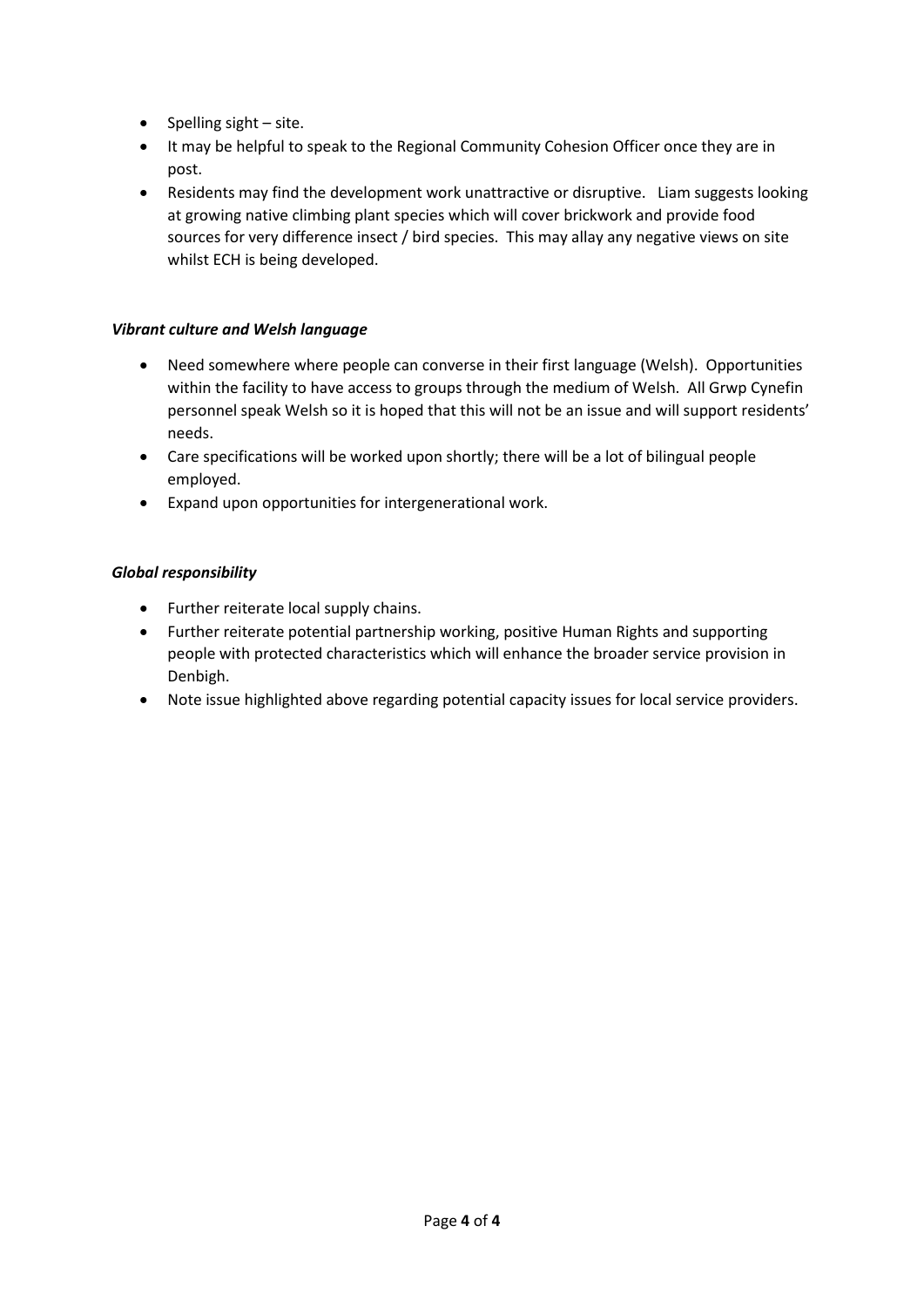- Spelling sight – site.
- It may be helpful to speak to the Regional Community Cohesion Officer once they are in post.
- Residents may find the development work unattractive or disruptive. Liam suggests looking at growing native climbing plant species which will cover brickwork and provide food sources for very difference insect / bird species. This may allay any negative views on site whilst ECH is being developed.

***Vibrant culture and Welsh language***

- Need somewhere where people can converse in their first language (Welsh). Opportunities within the facility to have access to groups through the medium of Welsh. All Grwp Cynefin personnel speak Welsh so it is hoped that this will not be an issue and will support residents' needs.
- Care specifications will be worked upon shortly; there will be a lot of bilingual people employed.
- Expand upon opportunities for intergenerational work.

***Global responsibility***

- Further reiterate local supply chains.
- Further reiterate potential partnership working, positive Human Rights and supporting people with protected characteristics which will enhance the broader service provision in Denbigh.
- Note issue highlighted above regarding potential capacity issues for local service providers.